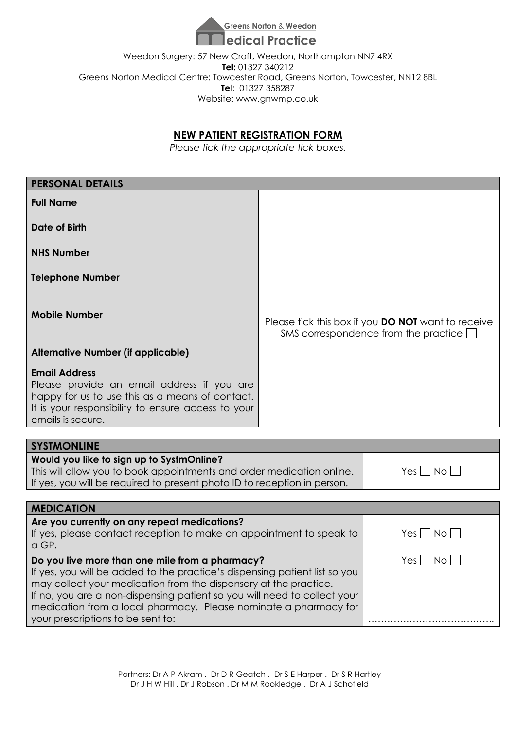**Greens Norton & Weedon Medical Practice**

Weedon Surgery: 57 New Croft, Weedon, Northampton NN7 4RX
**Tel:** 01327 340212
Greens Norton Medical Centre: Towcester Road, Greens Norton, Towcester, NN12 8BL
**Tel**: 01327 358287
Website: www.gnwmp.co.uk

## NEW PATIENT REGISTRATION FORM

*Please tick the appropriate tick boxes.*

| PERSONAL DETAILS | |
|---|---|
| **Full Name** | |
| **Date of Birth** | |
| **NHS Number** | |
| **Telephone Number** | |
| **Mobile Number** | Please tick this box if you **DO NOT** want to receive SMS correspondence from the practice ☐ |
| **Alternative Number (if applicable)** | |
| **Email Address** Please provide an email address if you are happy for us to use this as a means of contact. It is your responsibility to ensure access to your emails is secure. | |

| SYSTMONLINE | |
|---|---|
| **Would you like to sign up to SystmOnline?** This will allow you to book appointments and order medication online. If yes, you will be required to present photo ID to reception in person. | Yes ☐ No ☐ |

| MEDICATION | |
|---|---|
| **Are you currently on any repeat medications?** If yes, please contact reception to make an appointment to speak to a GP. | Yes ☐ No ☐ |
| **Do you live more than one mile from a pharmacy?** If yes, you will be added to the practice's dispensing patient list so you may collect your medication from the dispensary at the practice. If no, you are a non-dispensing patient so you will need to collect your medication from a local pharmacy. Please nominate a pharmacy for your prescriptions to be sent to: | Yes ☐ No ☐ ………………………………….. |

Partners: Dr A P Akram . Dr D R Geatch . Dr S E Harper . Dr S R Hartley
Dr J H W Hill . Dr J Robson . Dr M M Rookledge . Dr A J Schofield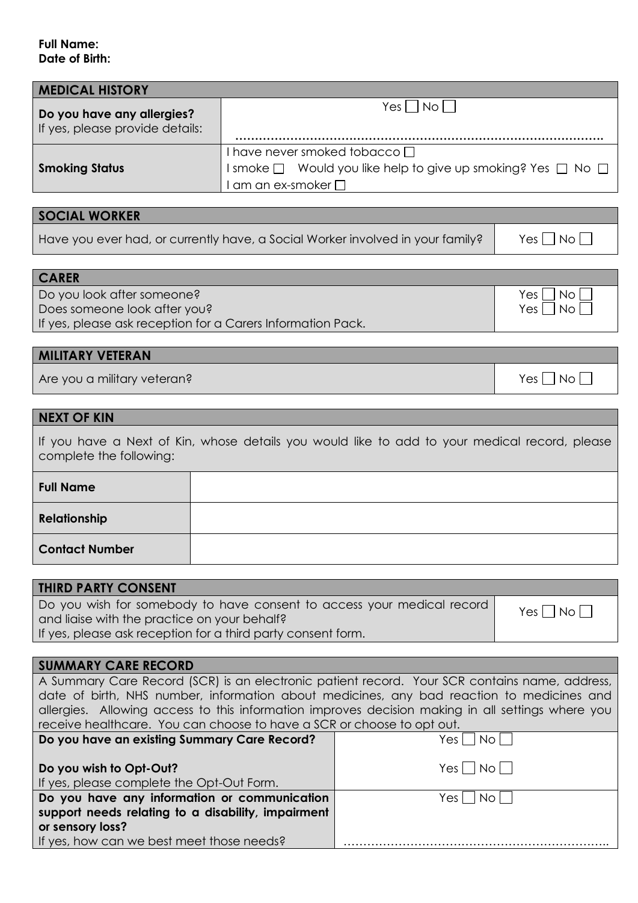**Full Name:**
**Date of Birth:**

| MEDICAL HISTORY | |
|---|---|
| **Do you have any allergies?** If yes, please provide details: | Yes ☐ No ☐ ………………………………………………………………………………… |
| **Smoking Status** | I have never smoked tobacco ☐<br>I smoke ☐ Would you like help to give up smoking? Yes ☐ No ☐<br>I am an ex-smoker ☐ |

| SOCIAL WORKER | |
|---|---|
| Have you ever had, or currently have, a Social Worker involved in your family? | Yes ☐ No ☐ |

| CARER | |
|---|---|
| Do you look after someone? | Yes ☐ No ☐ |
| Does someone look after you? | Yes ☐ No ☐ |
| If yes, please ask reception for a Carers Information Pack. | |

| MILITARY VETERAN | |
|---|---|
| Are you a military veteran? | Yes ☐ No ☐ |

| NEXT OF KIN | |
|---|---|
| If you have a Next of Kin, whose details you would like to add to your medical record, please complete the following: | |
| **Full Name** | |
| **Relationship** | |
| **Contact Number** | |

| THIRD PARTY CONSENT | |
|---|---|
| Do you wish for somebody to have consent to access your medical record and liaise with the practice on your behalf?<br>If yes, please ask reception for a third party consent form. | Yes ☐ No ☐ |

| SUMMARY CARE RECORD | |
|---|---|
| A Summary Care Record (SCR) is an electronic patient record. Your SCR contains name, address, date of birth, NHS number, information about medicines, any bad reaction to medicines and allergies. Allowing access to this information improves decision making in all settings where you receive healthcare. You can choose to have a SCR or choose to opt out. | |
| **Do you have an existing Summary Care Record?** | Yes ☐ No ☐ |
| **Do you wish to Opt-Out?**<br>If yes, please complete the Opt-Out Form. | Yes ☐ No ☐ |
| **Do you have any information or communication support needs relating to a disability, impairment or sensory loss?**<br>If yes, how can we best meet those needs? | Yes ☐ No ☐<br>…………………………………………………………… |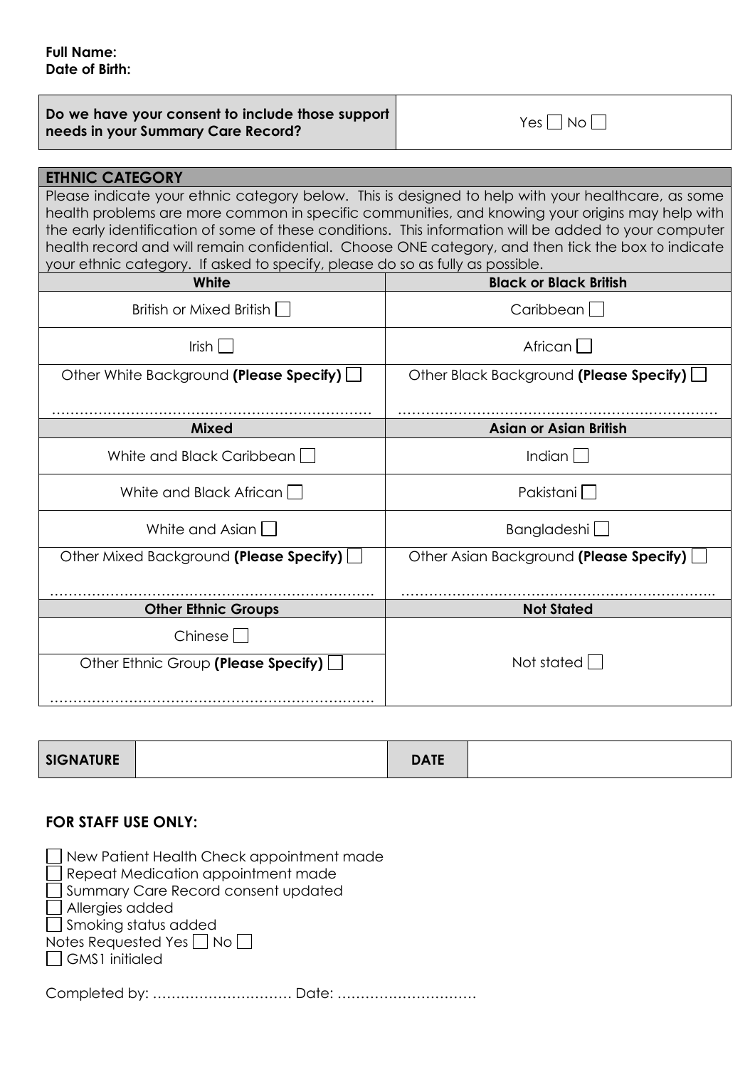**Full Name:**
**Date of Birth:**

| **Do we have your consent to include those support needs in your Summary Care Record?** | Yes ☐ No ☐ |
|---|---|

**ETHNIC CATEGORY**

Please indicate your ethnic category below. This is designed to help with your healthcare, as some health problems are more common in specific communities, and knowing your origins may help with the early identification of some of these conditions. This information will be added to your computer health record and will remain confidential. Choose ONE category, and then tick the box to indicate your ethnic category. If asked to specify, please do so as fully as possible.

| **White** | **Black or Black British** |
|---|---|
| British or Mixed British ☐ | Caribbean ☐ |
| Irish ☐ | African ☐ |
| Other White Background **(Please Specify)** ☐ ………………………………………………………… | Other Black Background **(Please Specify)** ☐ ………………………………………………………… |
| **Mixed** | **Asian or Asian British** |
| White and Black Caribbean ☐ | Indian ☐ |
| White and Black African ☐ | Pakistani ☐ |
| White and Asian ☐ | Bangladeshi ☐ |
| Other Mixed Background **(Please Specify)** ☐ ………………………………………………………… | Other Asian Background **(Please Specify)** ☐ ………………………………………………………… |
| **Other Ethnic Groups** | **Not Stated** |
| Chinese ☐ | Not stated ☐ |
| Other Ethnic Group **(Please Specify)** ☐ ………………………………………………………… | |

| **SIGNATURE** | | **DATE** | |
|---|---|---|---|

**FOR STAFF USE ONLY:**

☐ New Patient Health Check appointment made
☐ Repeat Medication appointment made
☐ Summary Care Record consent updated
☐ Allergies added
☐ Smoking status added
Notes Requested Yes ☐ No ☐
☐ GMS1 initialed

Completed by: ………………………… Date: …………………………